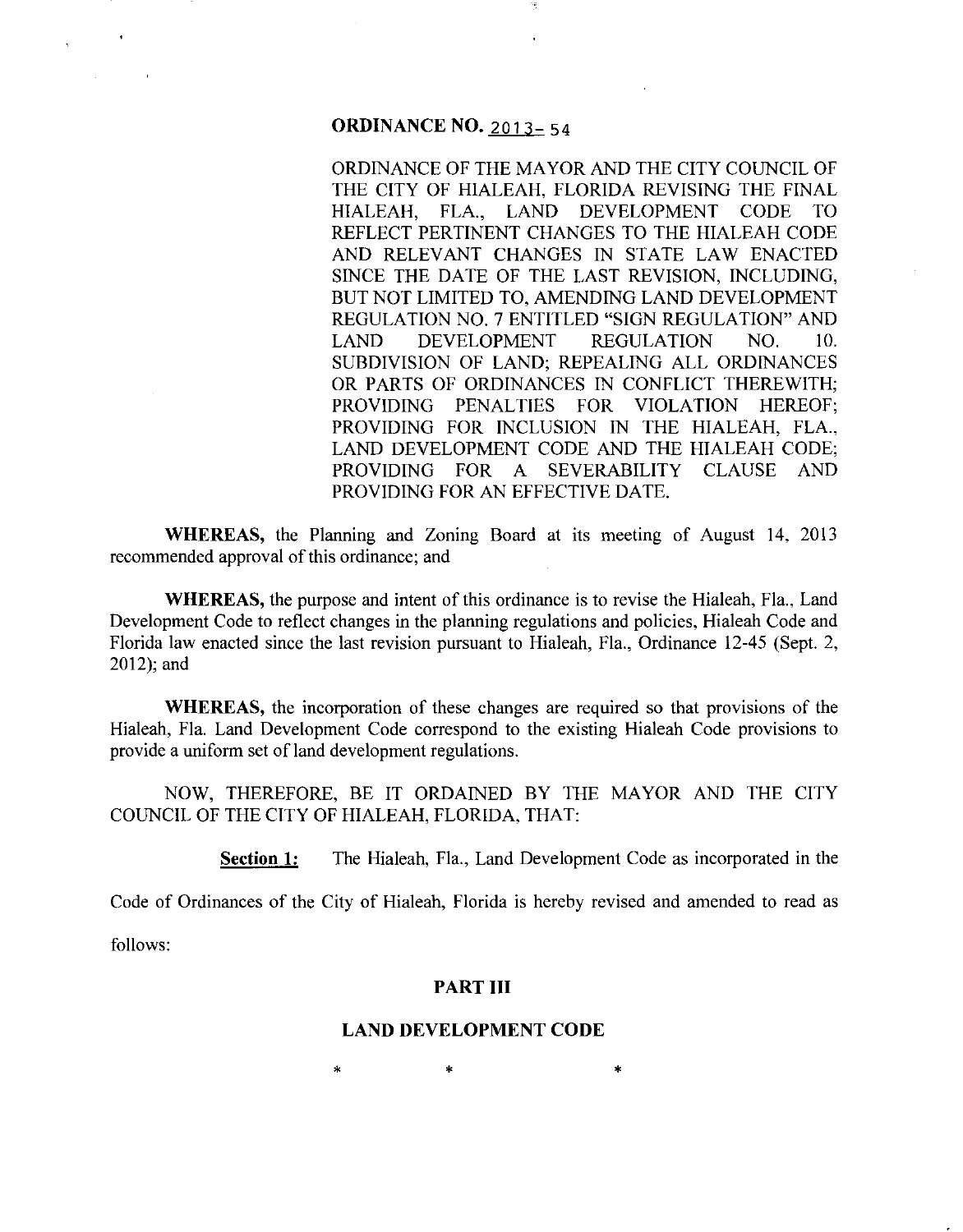# ORDINANCE NO. 2013- 54

ORDINANCE OF THE MAYOR AND THE CITY COUNCIL OF THE CITY OF HIALEAH, FLORIDA REVISING THE FINAL HIALEAH, FLA., LAND DEVELOPMENT CODE TO REFLECT PERTINENT CHANGES TO THE HIALEAH CODE AND RELEVANT CHANGES IN STATE LAW ENACTED SINCE THE DATE OF THE LAST REVISION, INCLUDING, BUT NOT LIMITED TO, AMENDING LAND DEVELOPMENT REGULATION NO. 7 ENTITLED "SIGN REGULATION" AND LAND DEVELOPMENT REGULATION NO. 10. SUBDIVISION OF LAND; REPEALING ALL ORDINANCES OR PARTS OF ORDINANCES IN CONFLICT THEREWITH; PROVIDING PENALTIES FOR VIOLATION HEREOF; PROVIDING FOR INCLUSION IN THE HIALEAH, FLA., LAND DEVELOPMENT CODE AND THE HIALEAH CODE; PROVIDING FOR A SEVERABILITY CLAUSE AND PROVIDING FOR AN EFFECTIVE DATE.

**WHEREAS,** the Planning and Zoning Board at its meeting of August 14, 2013 recommended approval of this ordinance; and

**WHEREAS,** the purpose and intent of this ordinance is to revise the Hialeah, Fla., Land Development Code to reflect changes in the planning regulations and policies, Hialeah Code and Florida law enacted since the last revision pursuant to Hialeah, Fla., Ordinance 12-45 (Sept. 2, 2012); and

**WHEREAS,** the incorporation of these changes are required so that provisions of the Hialeah, Fla. Land Development Code correspond to the existing Hialeah Code provisions to provide a uniform set of land development regulations.

NOW, THEREFORE, BE IT ORDAINED BY THE MAYOR AND THE CITY COUNCIL OF THE CITY OF HIALEAH, FLORIDA, THAT:

**Section 1:** The Hialeah, Fla., Land Development Code as incorporated in the Code of Ordinances of the City of Hialeah, Florida is hereby revised and amended to read as follows:

## PART III

## LAND DEVELOPMENT CODE

\* \* \*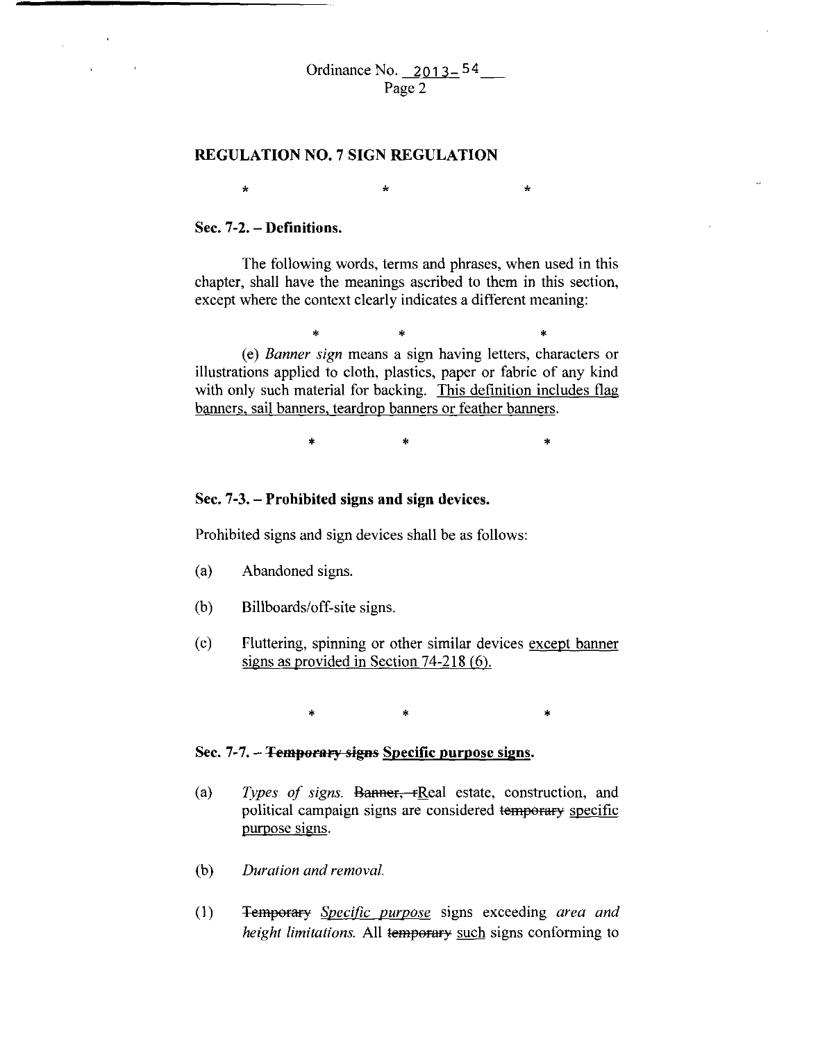**REGULATION NO. 7 SIGN REGULATION**

\* \* \*

**Sec. 7-2. – Definitions.**

The following words, terms and phrases, when used in this chapter, shall have the meanings ascribed to them in this section, except where the context clearly indicates a different meaning:

\* \* \*

(e) *Banner sign* means a sign having letters, characters or illustrations applied to cloth, plastics, paper or fabric of any kind with only such material for backing. <u>This definition includes flag banners, sail banners, teardrop banners or feather banners</u>.

\* \* \*

**Sec. 7-3. – Prohibited signs and sign devices.**

Prohibited signs and sign devices shall be as follows:

(a) Abandoned signs.

(b) Billboards/off-site signs.

(c) Fluttering, spinning or other similar devices <u>except banner signs as provided in Section 74-218 (6).</u>

\* \* \*

**Sec. 7-7. – ~~Temporary signs~~ <u>Specific purpose signs</u>.**

(a) *Types of signs.* ~~Banner, r~~<u>R</u>eal estate, construction, and political campaign signs are considered ~~temporary~~ <u>specific purpose signs</u>.

(b) *Duration and removal.*

(1) ~~Temporary~~ <u>*Specific purpose*</u> signs exceeding *area and height limitations.* All ~~temporary~~ <u>such</u> signs conforming to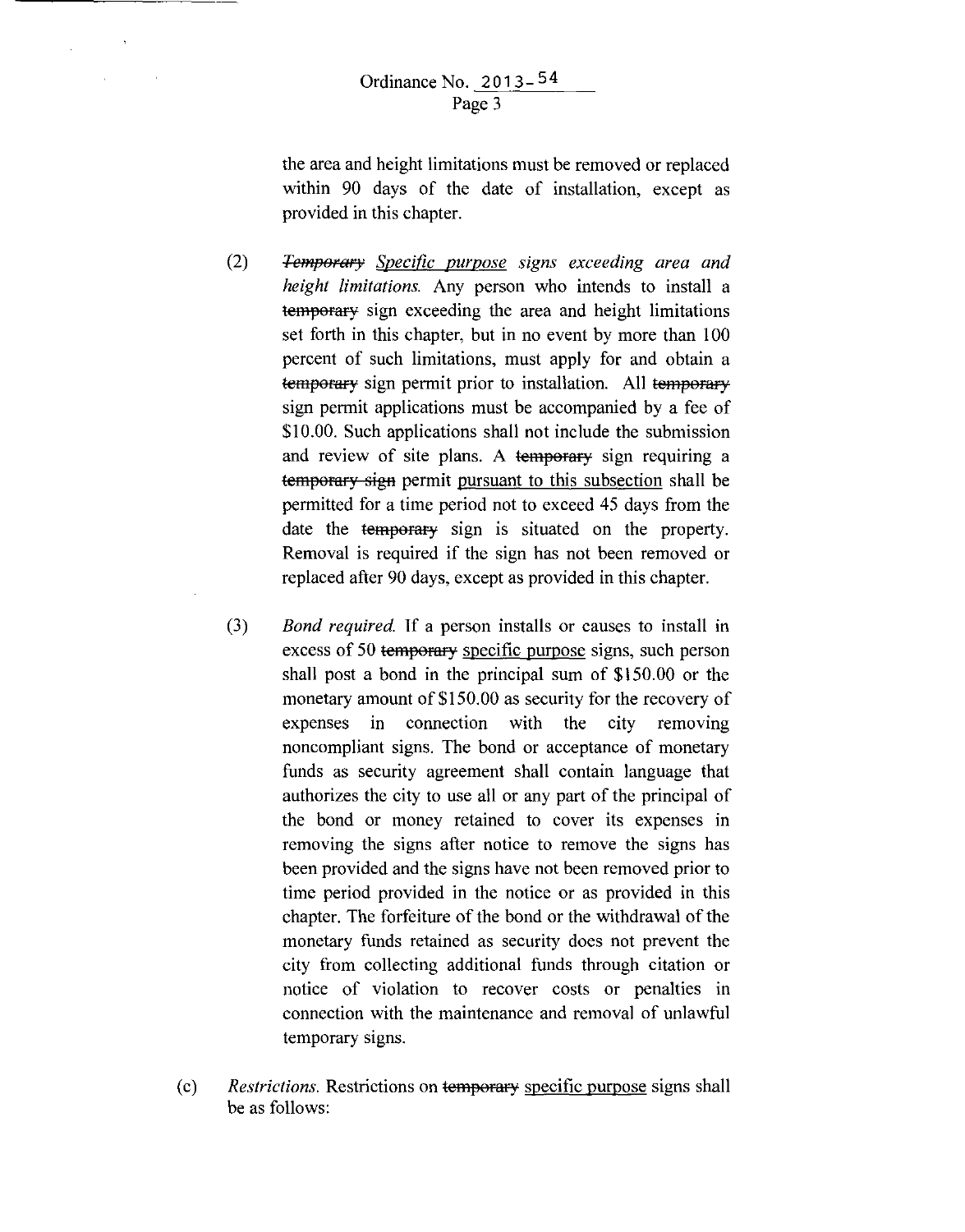the area and height limitations must be removed or replaced within 90 days of the date of installation, except as provided in this chapter.

(2) *~~Temporary~~ <u>Specific purpose</u> signs exceeding area and height limitations.* Any person who intends to install a ~~temporary~~ sign exceeding the area and height limitations set forth in this chapter, but in no event by more than 100 percent of such limitations, must apply for and obtain a ~~temporary~~ sign permit prior to installation. All ~~temporary~~ sign permit applications must be accompanied by a fee of $10.00. Such applications shall not include the submission and review of site plans. A ~~temporary~~ sign requiring a ~~temporary sign~~ permit <u>pursuant to this subsection</u> shall be permitted for a time period not to exceed 45 days from the date the ~~temporary~~ sign is situated on the property. Removal is required if the sign has not been removed or replaced after 90 days, except as provided in this chapter.

(3) *Bond required.* If a person installs or causes to install in excess of 50 ~~temporary~~ <u>specific purpose</u> signs, such person shall post a bond in the principal sum of $150.00 or the monetary amount of $150.00 as security for the recovery of expenses in connection with the city removing noncompliant signs. The bond or acceptance of monetary funds as security agreement shall contain language that authorizes the city to use all or any part of the principal of the bond or money retained to cover its expenses in removing the signs after notice to remove the signs has been provided and the signs have not been removed prior to time period provided in the notice or as provided in this chapter. The forfeiture of the bond or the withdrawal of the monetary funds retained as security does not prevent the city from collecting additional funds through citation or notice of violation to recover costs or penalties in connection with the maintenance and removal of unlawful temporary signs.

(c) *Restrictions.* Restrictions on ~~temporary~~ <u>specific purpose</u> signs shall be as follows: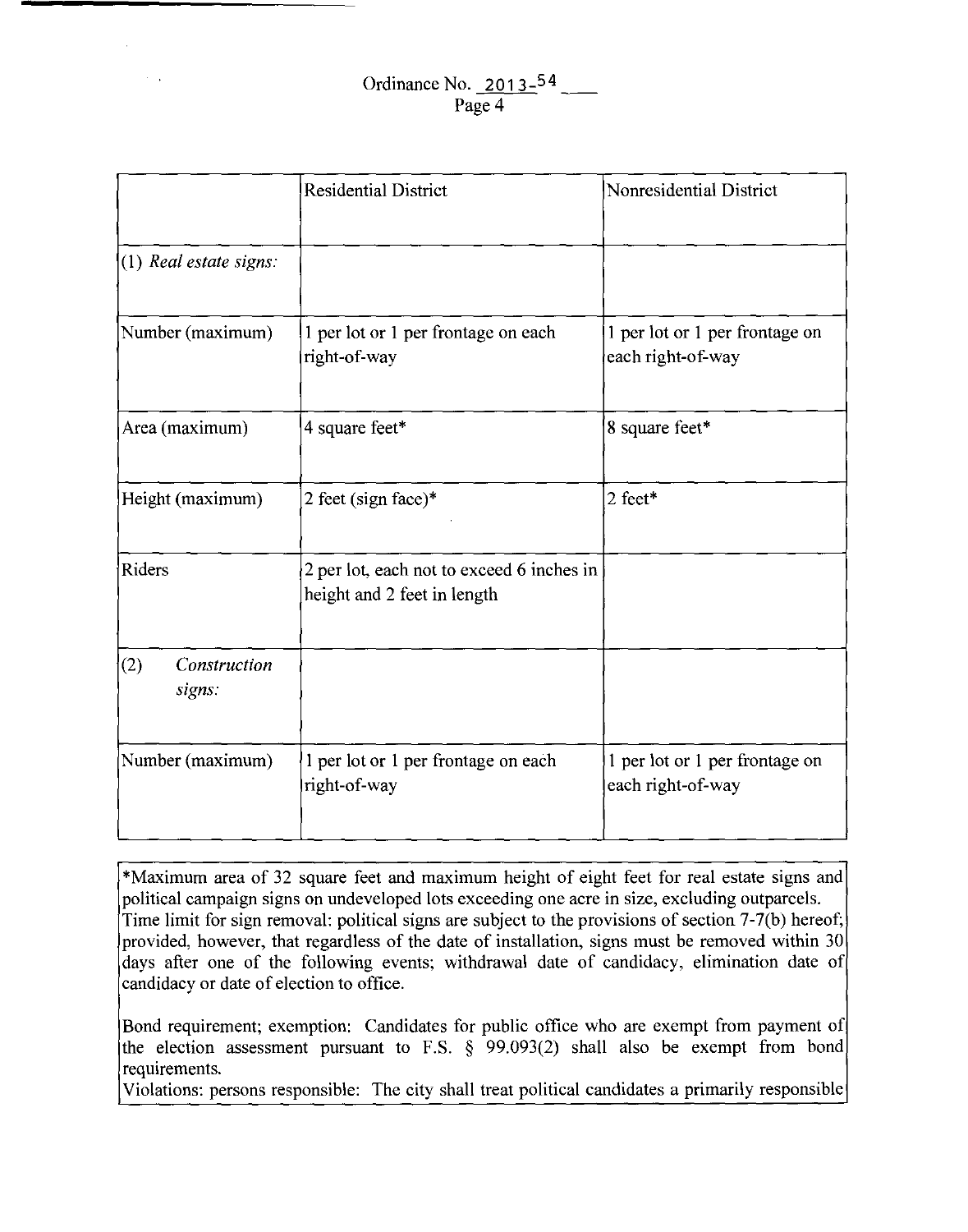| | Residential District | Nonresidential District |
|---|---|---|
| (1) *Real estate signs:* | | |
| Number (maximum) | 1 per lot or 1 per frontage on each right-of-way | 1 per lot or 1 per frontage on each right-of-way |
| Area (maximum) | 4 square feet* | 8 square feet* |
| Height (maximum) | 2 feet (sign face)* | 2 feet* |
| Riders | 2 per lot, each not to exceed 6 inches in height and 2 feet in length | |
| (2) *Construction signs:* | | |
| Number (maximum) | 1 per lot or 1 per frontage on each right-of-way | 1 per lot or 1 per frontage on each right-of-way |

*Maximum area of 32 square feet and maximum height of eight feet for real estate signs and political campaign signs on undeveloped lots exceeding one acre in size, excluding outparcels. Time limit for sign removal: political signs are subject to the provisions of section 7-7(b) hereof; provided, however, that regardless of the date of installation, signs must be removed within 30 days after one of the following events; withdrawal date of candidacy, elimination date of candidacy or date of election to office.

Bond requirement; exemption: Candidates for public office who are exempt from payment of the election assessment pursuant to F.S. § 99.093(2) shall also be exempt from bond requirements.
Violations: persons responsible: The city shall treat political candidates a primarily responsible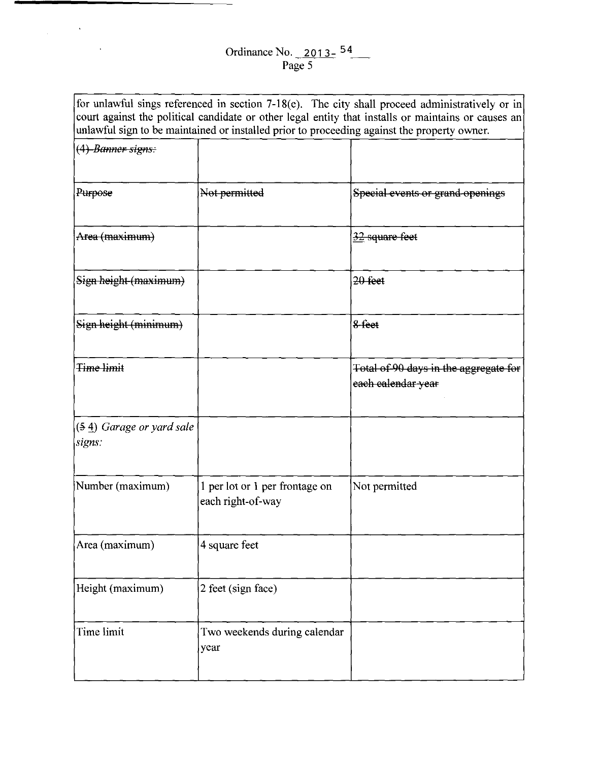Ordinance No. 2013- 54

| for unlawful sings referenced in section 7-18(e). The city shall proceed administratively or in court against the political candidate or other legal entity that installs or maintains or causes an unlawful sign to be maintained or installed prior to proceeding against the property owner. | | |
|---|---|---|
| ~~(4) *Banner signs:*~~ | | |
| ~~Purpose~~ | ~~Not permitted~~ | ~~Special events or grand openings~~ |
| ~~Area (maximum)~~ | | ~~32 square feet~~ |
| ~~Sign height (maximum)~~ | | ~~20 feet~~ |
| ~~Sign height (minimum)~~ | | ~~8 feet~~ |
| ~~Time limit~~ | | ~~Total of 90 days in the aggregate for each calendar year~~ |
| (~~5~~ 4) *Garage or yard sale signs:* | | |
| Number (maximum) | 1 per lot or 1 per frontage on each right-of-way | Not permitted |
| Area (maximum) | 4 square feet | |
| Height (maximum) | 2 feet (sign face) | |
| Time limit | Two weekends during calendar year | |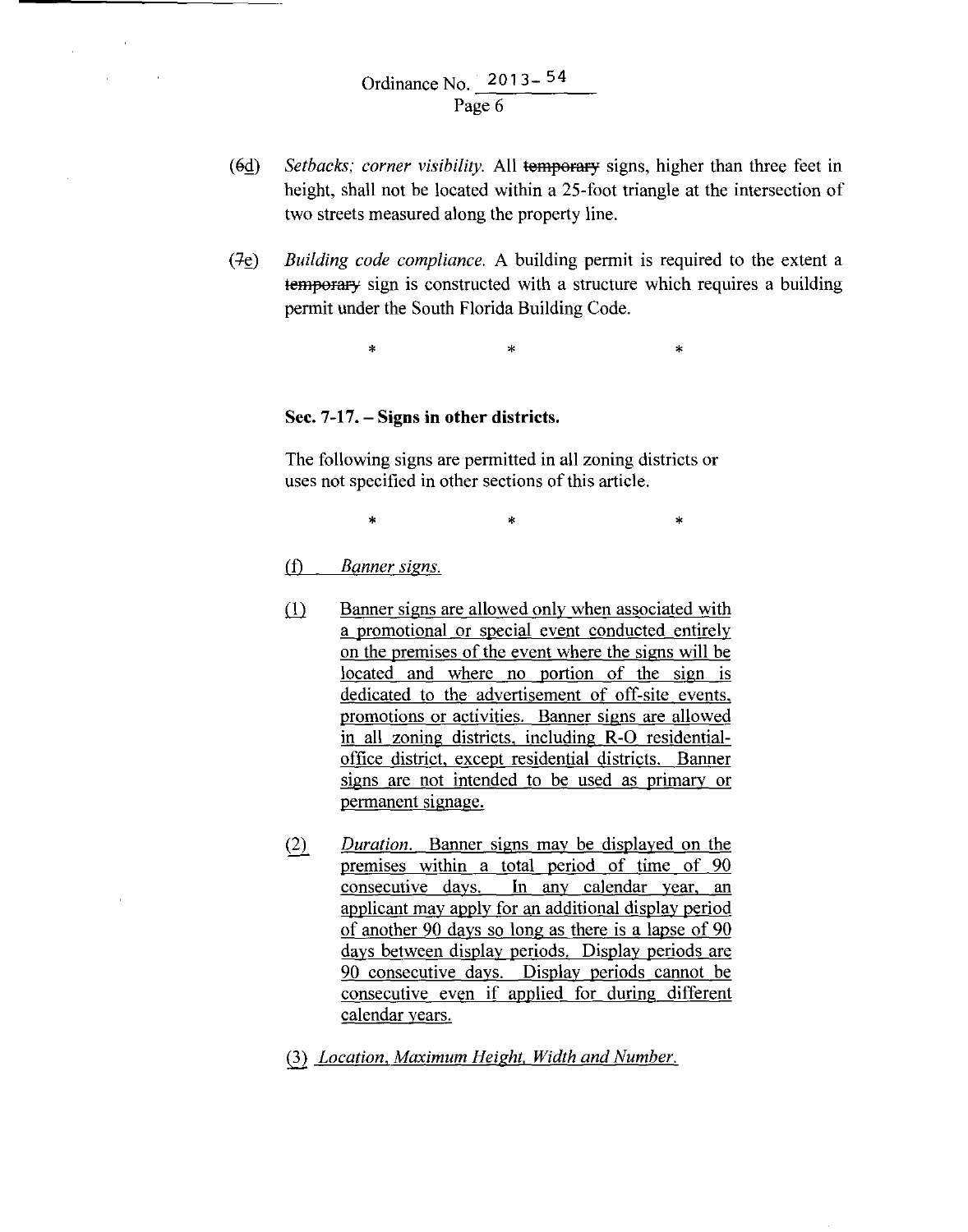Ordinance No. 2013-54

(~~6~~d) *Setbacks; corner visibility.* All ~~temporary~~ signs, higher than three feet in height, shall not be located within a 25-foot triangle at the intersection of two streets measured along the property line.

(~~7~~e) *Building code compliance.* A building permit is required to the extent a ~~temporary~~ sign is constructed with a structure which requires a building permit under the South Florida Building Code.

\* \* \*

**Sec. 7-17. – Signs in other districts.**

The following signs are permitted in all zoning districts or uses not specified in other sections of this article.

\* \* \*

<u>(f) *Banner signs.*</u>

<u>(1) Banner signs are allowed only when associated with a promotional or special event conducted entirely on the premises of the event where the signs will be located and where no portion of the sign is dedicated to the advertisement of off-site events, promotions or activities. Banner signs are allowed in all zoning districts, including R-O residential-office district, except residential districts. Banner signs are not intended to be used as primary or permanent signage.</u>

<u>(2) *Duration.* Banner signs may be displayed on the premises within a total period of time of 90 consecutive days. In any calendar year, an applicant may apply for an additional display period of another 90 days so long as there is a lapse of 90 days between display periods. Display periods are 90 consecutive days. Display periods cannot be consecutive even if applied for during different calendar years.</u>

<u>(3) *Location, Maximum Height, Width and Number.*</u>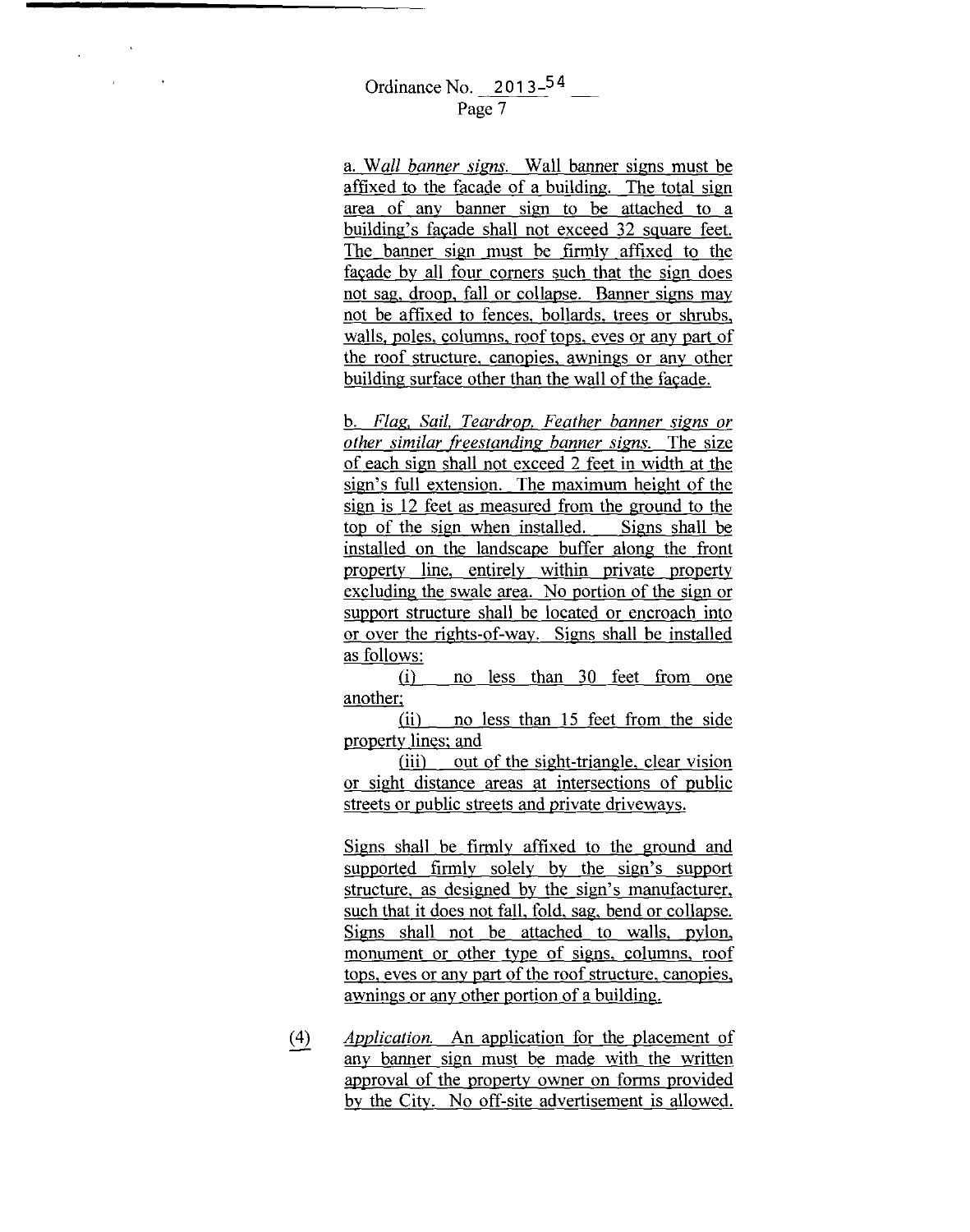a. *Wall banner signs.* Wall banner signs must be affixed to the façade of a building. The total sign area of any banner sign to be attached to a building's façade shall not exceed 32 square feet. The banner sign must be firmly affixed to the façade by all four corners such that the sign does not sag, droop, fall or collapse. Banner signs may not be affixed to fences, bollards, trees or shrubs, walls, poles, columns, roof tops, eves or any part of the roof structure, canopies, awnings or any other building surface other than the wall of the façade.

b. *Flag, Sail, Teardrop, Feather banner signs or other similar freestanding banner signs.* The size of each sign shall not exceed 2 feet in width at the sign's full extension. The maximum height of the sign is 12 feet as measured from the ground to the top of the sign when installed. Signs shall be installed on the landscape buffer along the front property line, entirely within private property excluding the swale area. No portion of the sign or support structure shall be located or encroach into or over the rights-of-way. Signs shall be installed as follows:

(i) no less than 30 feet from one another;

(ii) no less than 15 feet from the side property lines; and

(iii) out of the sight-triangle, clear vision or sight distance areas at intersections of public streets or public streets and private driveways.

Signs shall be firmly affixed to the ground and supported firmly solely by the sign's support structure, as designed by the sign's manufacturer, such that it does not fall, fold, sag, bend or collapse. Signs shall not be attached to walls, pylon, monument or other type of signs, columns, roof tops, eves or any part of the roof structure, canopies, awnings or any other portion of a building.

(4) *Application.* An application for the placement of any banner sign must be made with the written approval of the property owner on forms provided by the City. No off-site advertisement is allowed.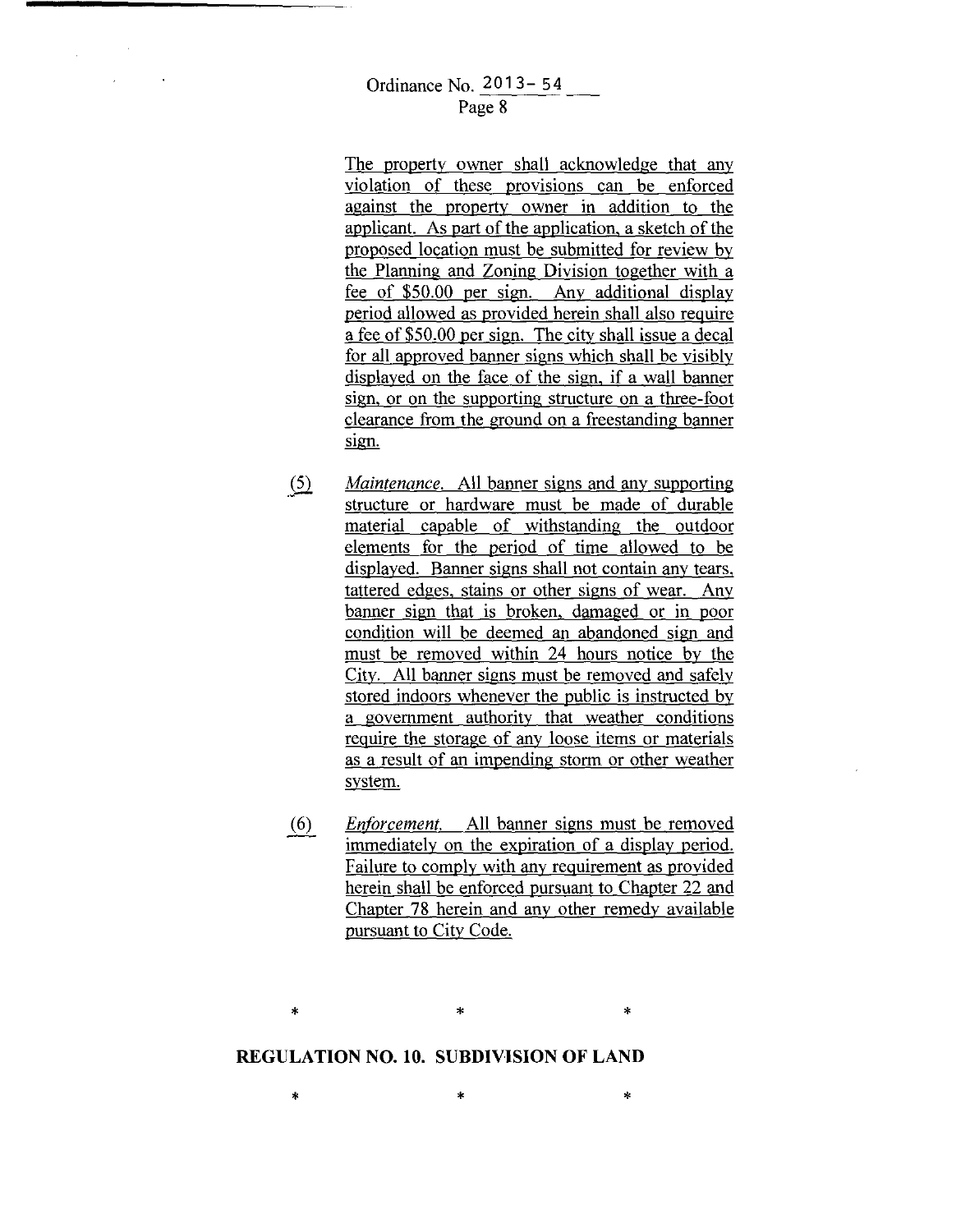The property owner shall acknowledge that any violation of these provisions can be enforced against the property owner in addition to the applicant. As part of the application, a sketch of the proposed location must be submitted for review by the Planning and Zoning Division together with a fee of $50.00 per sign. Any additional display period allowed as provided herein shall also require a fee of $50.00 per sign. The city shall issue a decal for all approved banner signs which shall be visibly displayed on the face of the sign, if a wall banner sign, or on the supporting structure on a three-foot clearance from the ground on a freestanding banner sign.

(5) *Maintenance.* All banner signs and any supporting structure or hardware must be made of durable material capable of withstanding the outdoor elements for the period of time allowed to be displayed. Banner signs shall not contain any tears, tattered edges, stains or other signs of wear. Any banner sign that is broken, damaged or in poor condition will be deemed an abandoned sign and must be removed within 24 hours notice by the City. All banner signs must be removed and safely stored indoors whenever the public is instructed by a government authority that weather conditions require the storage of any loose items or materials as a result of an impending storm or other weather system.

(6) *Enforcement.* All banner signs must be removed immediately on the expiration of a display period. Failure to comply with any requirement as provided herein shall be enforced pursuant to Chapter 22 and Chapter 78 herein and any other remedy available pursuant to City Code.

\* \* \*

**REGULATION NO. 10. SUBDIVISION OF LAND**

\* \* \*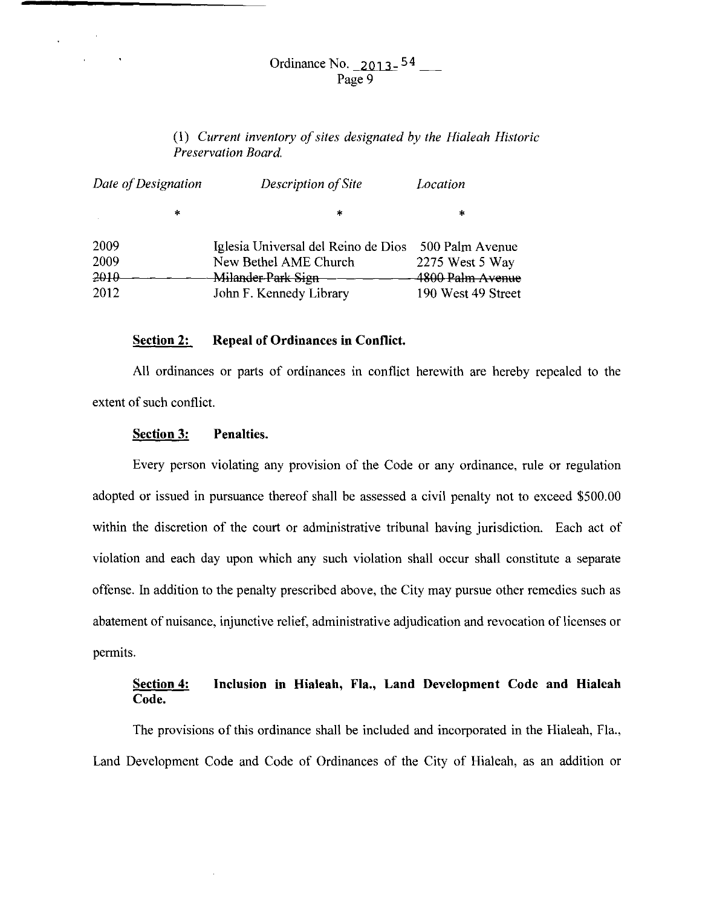Ordinance No. 2013-54
Page 9

(1) *Current inventory of sites designated by the Hialeah Historic Preservation Board.*

| *Date of Designation* | *Description of Site* | *Location* |
|---|---|---|
| * | * | * |
| 2009 | Iglesia Universal del Reino de Dios | 500 Palm Avenue |
| 2009 | New Bethel AME Church | 2275 West 5 Way |
| ~~2010~~ | ~~Milander Park Sign~~ | ~~4800 Palm Avenue~~ |
| 2012 | John F. Kennedy Library | 190 West 49 Street |

**Section 2: Repeal of Ordinances in Conflict.**

All ordinances or parts of ordinances in conflict herewith are hereby repealed to the extent of such conflict.

**Section 3: Penalties.**

Every person violating any provision of the Code or any ordinance, rule or regulation adopted or issued in pursuance thereof shall be assessed a civil penalty not to exceed $500.00 within the discretion of the court or administrative tribunal having jurisdiction. Each act of violation and each day upon which any such violation shall occur shall constitute a separate offense. In addition to the penalty prescribed above, the City may pursue other remedies such as abatement of nuisance, injunctive relief, administrative adjudication and revocation of licenses or permits.

**Section 4: Inclusion in Hialeah, Fla., Land Development Code and Hialeah Code.**

The provisions of this ordinance shall be included and incorporated in the Hialeah, Fla., Land Development Code and Code of Ordinances of the City of Hialeah, as an addition or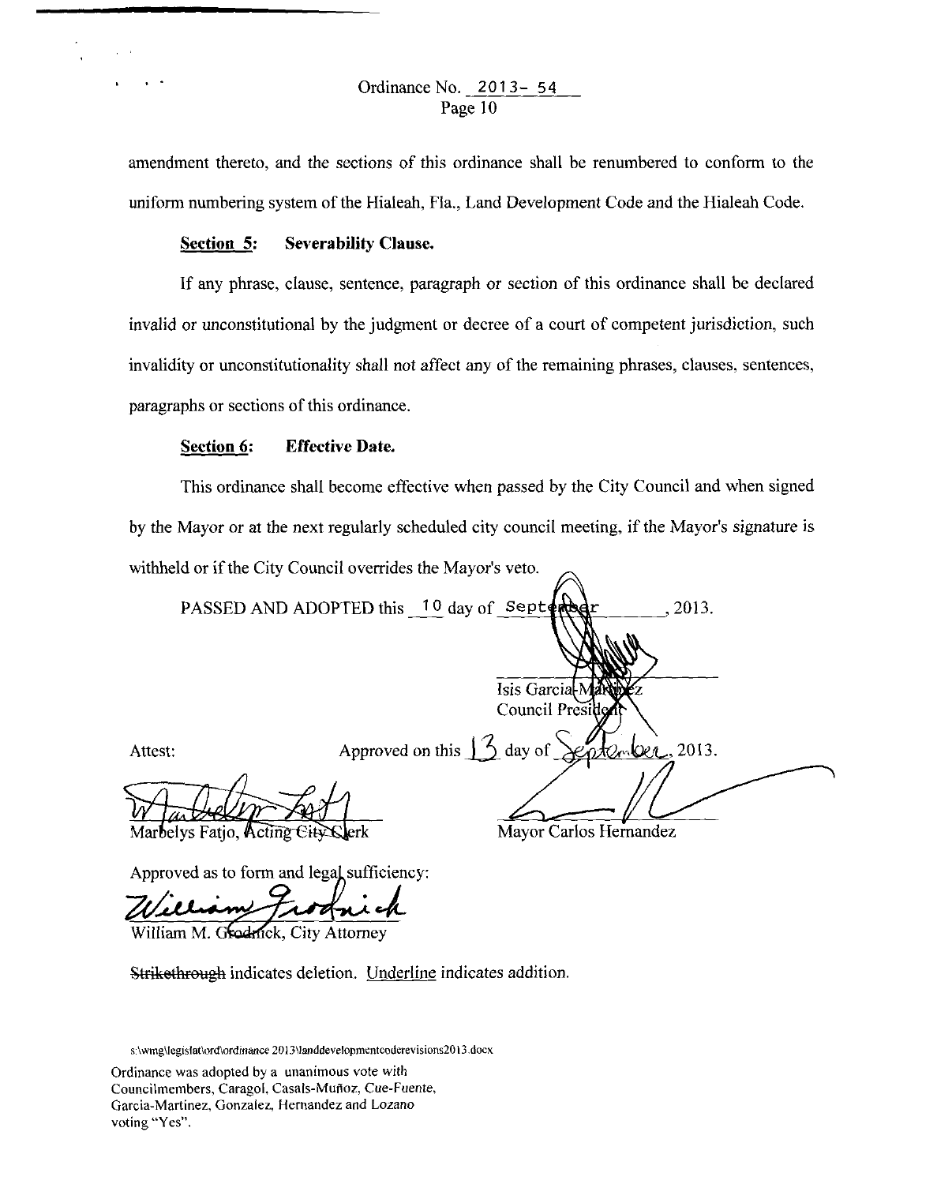amendment thereto, and the sections of this ordinance shall be renumbered to conform to the uniform numbering system of the Hialeah, Fla., Land Development Code and the Hialeah Code.

**Section 5: Severability Clause.**

If any phrase, clause, sentence, paragraph or section of this ordinance shall be declared invalid or unconstitutional by the judgment or decree of a court of competent jurisdiction, such invalidity or unconstitutionality shall not affect any of the remaining phrases, clauses, sentences, paragraphs or sections of this ordinance.

**Section 6: Effective Date.**

This ordinance shall become effective when passed by the City Council and when signed by the Mayor or at the next regularly scheduled city council meeting, if the Mayor's signature is withheld or if the City Council overrides the Mayor's veto.

PASSED AND ADOPTED this 10 day of September, 2013.

Isis Garcia-Martinez
Council President

Attest: Approved on this 13 day of September, 2013.

Marbelys Fatjo, Acting City Clerk

Mayor Carlos Hernandez

Approved as to form and legal sufficiency:

William M. Grodnick, City Attorney

~~Strikethrough~~ indicates deletion. Underline indicates addition.

s:\wmg\legislat\ord\ordinance 2013\landdevelopmentcoderevisions2013.docx

Ordinance was adopted by a unanimous vote with Councilmembers, Caragol, Casals-Muñoz, Cue-Fuente, Garcia-Martinez, Gonzalez, Hernandez and Lozano voting "Yes".